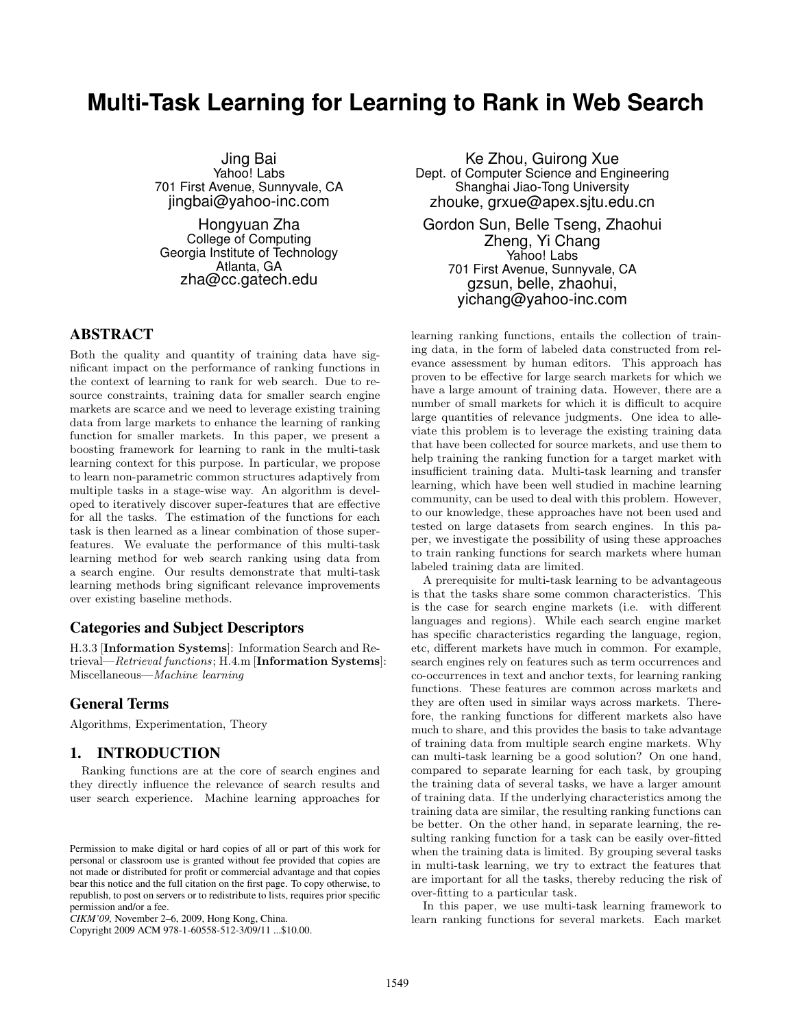# Multi-Task Learning for Learning to Rank in Web Search

Jing Bai
Yahoo! Labs
701 First Avenue, Sunnyvale, CA
jingbai@yahoo-inc.com

Ke Zhou, Guirong Xue
Dept. of Computer Science and Engineering
Shanghai Jiao-Tong University
zhouke, grxue@apex.sjtu.edu.cn

Hongyuan Zha
College of Computing
Georgia Institute of Technology
Atlanta, GA
zha@cc.gatech.edu

Gordon Sun, Belle Tseng, Zhaohui Zheng, Yi Chang
Yahoo! Labs
701 First Avenue, Sunnyvale, CA
gzsun, belle, zhaohui, yichang@yahoo-inc.com

## ABSTRACT

Both the quality and quantity of training data have significant impact on the performance of ranking functions in the context of learning to rank for web search. Due to resource constraints, training data for smaller search engine markets are scarce and we need to leverage existing training data from large markets to enhance the learning of ranking function for smaller markets. In this paper, we present a boosting framework for learning to rank in the multi-task learning context for this purpose. In particular, we propose to learn non-parametric common structures adaptively from multiple tasks in a stage-wise way. An algorithm is developed to iteratively discover super-features that are effective for all the tasks. The estimation of the functions for each task is then learned as a linear combination of those super-features. We evaluate the performance of this multi-task learning method for web search ranking using data from a search engine. Our results demonstrate that multi-task learning methods bring significant relevance improvements over existing baseline methods.

### Categories and Subject Descriptors

H.3.3 [**Information Systems**]: Information Search and Retrieval—*Retrieval functions*; H.4.m [**Information Systems**]: Miscellaneous—*Machine learning*

### General Terms

Algorithms, Experimentation, Theory

## 1. INTRODUCTION

Ranking functions are at the core of search engines and they directly influence the relevance of search results and user search experience. Machine learning approaches for learning ranking functions, entails the collection of training data, in the form of labeled data constructed from relevance assessment by human editors. This approach has proven to be effective for large search markets for which we have a large amount of training data. However, there are a number of small markets for which it is difficult to acquire large quantities of relevance judgments. One idea to alleviate this problem is to leverage the existing training data that have been collected for source markets, and use them to help training the ranking function for a target market with insufficient training data. Multi-task learning and transfer learning, which have been well studied in machine learning community, can be used to deal with this problem. However, to our knowledge, these approaches have not been used and tested on large datasets from search engines. In this paper, we investigate the possibility of using these approaches to train ranking functions for search markets where human labeled training data are limited.

A prerequisite for multi-task learning to be advantageous is that the tasks share some common characteristics. This is the case for search engine markets (i.e. with different languages and regions). While each search engine market has specific characteristics regarding the language, region, etc, different markets have much in common. For example, search engines rely on features such as term occurrences and co-occurrences in text and anchor texts, for learning ranking functions. These features are common across markets and they are often used in similar ways across markets. Therefore, the ranking functions for different markets also have much to share, and this provides the basis to take advantage of training data from multiple search engine markets. Why can multi-task learning be a good solution? On one hand, compared to separate learning for each task, by grouping the training data of several tasks, we have a larger amount of training data. If the underlying characteristics among the training data are similar, the resulting ranking functions can be better. On the other hand, in separate learning, the resulting ranking function for a task can be easily over-fitted when the training data is limited. By grouping several tasks in multi-task learning, we try to extract the features that are important for all the tasks, thereby reducing the risk of over-fitting to a particular task.

In this paper, we use multi-task learning framework to learn ranking functions for several markets. Each market

Permission to make digital or hard copies of all or part of this work for personal or classroom use is granted without fee provided that copies are not made or distributed for profit or commercial advantage and that copies bear this notice and the full citation on the first page. To copy otherwise, to republish, to post on servers or to redistribute to lists, requires prior specific permission and/or a fee.
*CIKM'09*, November 2–6, 2009, Hong Kong, China.
Copyright 2009 ACM 978-1-60558-512-3/09/11 ...$10.00.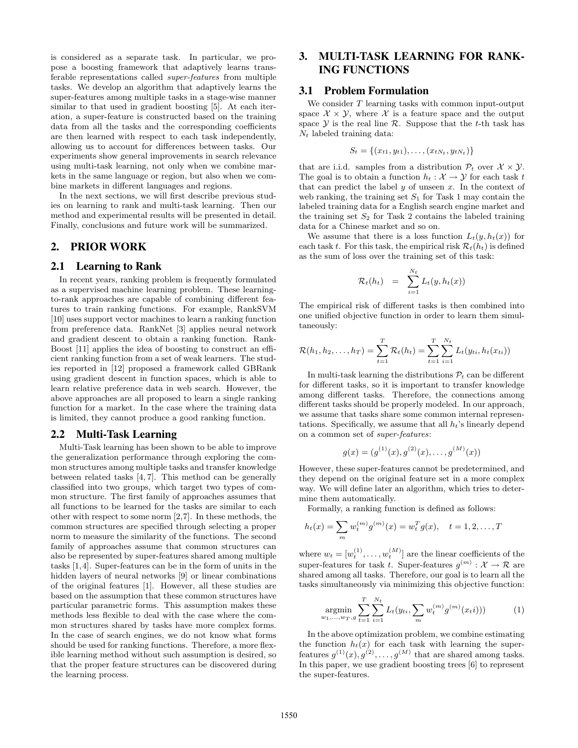is considered as a separate task. In particular, we propose a boosting framework that adaptively learns transferable representations called *super-features* from multiple tasks. We develop an algorithm that adaptively learns the super-features among multiple tasks in a stage-wise manner similar to that used in gradient boosting [5]. At each iteration, a super-feature is constructed based on the training data from all the tasks and the corresponding coefficients are then learned with respect to each task independently, allowing us to account for differences between tasks. Our experiments show general improvements in search relevance using multi-task learning, not only when we combine markets in the same language or region, but also when we combine markets in different languages and regions.

In the next sections, we will first describe previous studies on learning to rank and multi-task learning. Then our method and experimental results will be presented in detail. Finally, conclusions and future work will be summarized.

## 2. PRIOR WORK

### 2.1 Learning to Rank

In recent years, ranking problem is frequently formulated as a supervised machine learning problem. These learning-to-rank approaches are capable of combining different features to train ranking functions. For example, RankSVM [10] uses support vector machines to learn a ranking function from preference data. RankNet [3] applies neural network and gradient descent to obtain a ranking function. RankBoost [11] applies the idea of boosting to construct an efficient ranking function from a set of weak learners. The studies reported in [12] proposed a framework called GBRank using gradient descent in function spaces, which is able to learn relative preference data in web search. However, the above approaches are all proposed to learn a single ranking function for a market. In the case where the training data is limited, they cannot produce a good ranking function.

### 2.2 Multi-Task Learning

Multi-Task learning has been shown to be able to improve the generalization performance through exploring the common structures among multiple tasks and transfer knowledge between related tasks [4, 7]. This method can be generally classified into two groups, which target two types of common structure. The first family of approaches assumes that all functions to be learned for the tasks are similar to each other with respect to some norm [2,7]. In these methods, the common structures are specified through selecting a proper norm to measure the similarity of the functions. The second family of approaches assume that common structures can also be represented by super-features shared among multiple tasks [1,4]. Super-features can be in the form of units in the hidden layers of neural networks [9] or linear combinations of the original features [1]. However, all these studies are based on the assumption that these common structures have particular parametric forms. This assumption makes these methods less flexible to deal with the case where the common structures shared by tasks have more complex forms. In the case of search engines, we do not know what forms should be used for ranking functions. Therefore, a more flexible learning method without such assumption is desired, so that the proper feature structures can be discovered during the learning process.

## 3. MULTI-TASK LEARNING FOR RANKING FUNCTIONS

### 3.1 Problem Formulation

We consider $T$ learning tasks with common input-output space $\mathcal{X} \times \mathcal{Y}$, where $\mathcal{X}$ is a feature space and the output space $\mathcal{Y}$ is the real line $\mathcal{R}$. Suppose that the $t$-th task has $N_t$ labeled training data:

$$S_t = \{(x_{t1}, y_{t1}), \ldots, (x_{tN_t}, y_{tN_t})\}$$

that are i.i.d. samples from a distribution $\mathcal{P}_t$ over $\mathcal{X} \times \mathcal{Y}$. The goal is to obtain a function $h_t : \mathcal{X} \to \mathcal{Y}$ for each task $t$ that can predict the label $y$ of unseen $x$. In the context of web ranking, the training set $S_1$ for Task 1 may contain the labeled training data for a English search engine market and the training set $S_2$ for Task 2 contains the labeled training data for a Chinese market and so on.

We assume that there is a loss function $L_t(y, h_t(x))$ for each task $t$. For this task, the empirical risk $\mathcal{R}_t(h_t)$ is defined as the sum of loss over the training set of this task:

$$\mathcal{R}_t(h_t) \quad = \quad \sum_{i=1}^{N_t} L_t(y, h_t(x))$$

The empirical risk of different tasks is then combined into one unified objective function in order to learn them simultaneously:

$$\mathcal{R}(h_1, h_2, \ldots, h_T) = \sum_{t=1}^{T} \mathcal{R}_t(h_t) = \sum_{t=1}^{T} \sum_{i=1}^{N_t} L_t(y_{ti}, h_t(x_{ti}))$$

In multi-task learning the distributions $\mathcal{P}_t$ can be different for different tasks, so it is important to transfer knowledge among different tasks. Therefore, the connections among different tasks should be properly modeled. In our approach, we assume that tasks share some common internal representations. Specifically, we assume that all $h_t$'s linearly depend on a common set of *super-features*:

$$g(x) = (g^{(1)}(x), g^{(2)}(x), \ldots, g^{(M)}(x))$$

However, these super-features cannot be predetermined, and they depend on the original feature set in a more complex way. We will define later an algorithm, which tries to determine them automatically.

Formally, a ranking function is defined as follows:

$$h_t(x) = \sum_m w_t^{(m)} g^{(m)}(x) = w_t^T g(x), \quad t = 1, 2, \ldots, T$$

where $w_t = [w_t^{(1)}, \ldots, w_t^{(M)}]$ are the linear coefficients of the super-features for task $t$. Super-features $g^{(m)} : \mathcal{X} \to \mathcal{R}$ are shared among all tasks. Therefore, our goal is to learn all the tasks simultaneously via minimizing this objective function:

$$\operatorname*{argmin}_{w_1,\ldots,w_T,g} \sum_{t=1}^{T} \sum_{i=1}^{N_t} L_t(y_{ti}, \sum_m w_t^{(m)} g^{(m)}(x_t i))) \qquad (1)$$

In the above optimization problem, we combine estimating the function $h_t(x)$ for each task with learning the super-features $g^{(1)}(x), g^{(2)}, \ldots, g^{(M)}$ that are shared among tasks. In this paper, we use gradient boosting trees [6] to represent the super-features.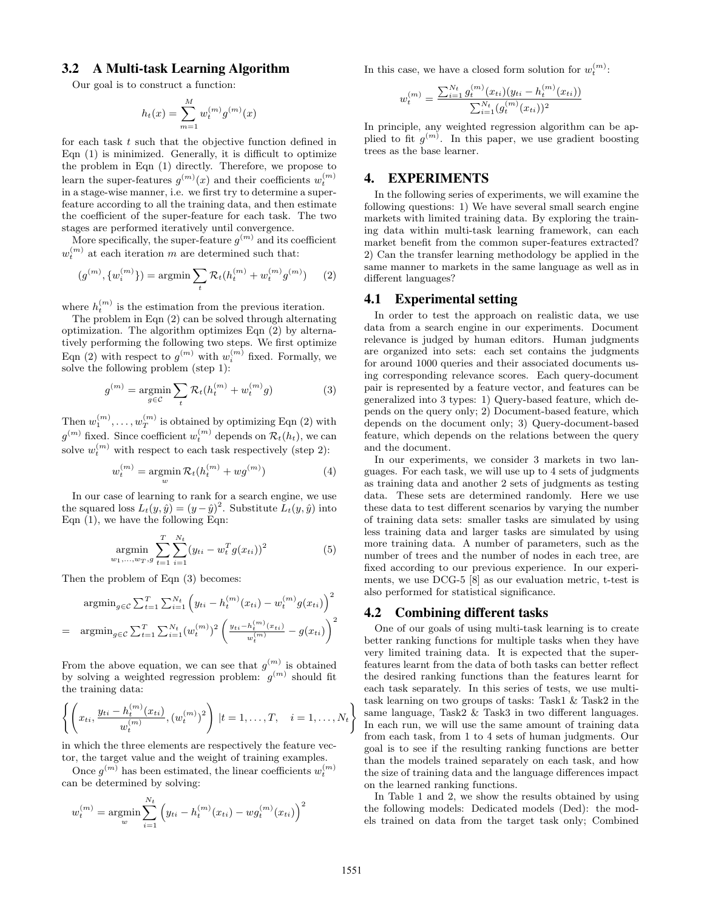## 3.2 A Multi-task Learning Algorithm

Our goal is to construct a function:

$$h_t(x) = \sum_{m=1}^{M} w_t^{(m)} g^{(m)}(x)$$

for each task $t$ such that the objective function defined in Eqn (1) is minimized. Generally, it is difficult to optimize the problem in Eqn (1) directly. Therefore, we propose to learn the super-features $g^{(m)}(x)$ and their coefficients $w_t^{(m)}$ in a stage-wise manner, i.e. we first try to determine a super-feature according to all the training data, and then estimate the coefficient of the super-feature for each task. The two stages are performed iteratively until convergence.

More specifically, the super-feature $g^{(m)}$ and its coefficient $w_t^{(m)}$ at each iteration $m$ are determined such that:

$$(g^{(m)}, \{w_i^{(m)}\}) = \operatorname{argmin} \sum_t \mathcal{R}_t(h_t^{(m)} + w_t^{(m)} g^{(m)}) \quad (2)$$

where $h_t^{(m)}$ is the estimation from the previous iteration.

The problem in Eqn (2) can be solved through alternating optimization. The algorithm optimizes Eqn (2) by alternatively performing the following two steps. We first optimize Eqn (2) with respect to $g^{(m)}$ with $w_i^{(m)}$ fixed. Formally, we solve the following problem (step 1):

$$g^{(m)} = \operatorname*{argmin}_{g \in \mathcal{C}} \sum_t \mathcal{R}_t(h_t^{(m)} + w_t^{(m)} g) \quad (3)$$

Then $w_1^{(m)}, \ldots, w_T^{(m)}$ is obtained by optimizing Eqn (2) with $g^{(m)}$ fixed. Since coefficient $w_t^{(m)}$ depends on $\mathcal{R}_t(h_t)$, we can solve $w_t^{(m)}$ with respect to each task respectively (step 2):

$$w_t^{(m)} = \operatorname*{argmin}_{w} \mathcal{R}_t(h_t^{(m)} + w g^{(m)}) \quad (4)$$

In our case of learning to rank for a search engine, we use the squared loss $L_t(y, \hat{y}) = (y - \hat{y})^2$. Substitute $L_t(y, \hat{y})$ into Eqn (1), we have the following Eqn:

$$\operatorname*{argmin}_{w_1, \ldots, w_T, g} \sum_{t=1}^{T} \sum_{i=1}^{N_t} (y_{ti} - w_t^T g(x_{ti}))^2 \quad (5)$$

Then the problem of Eqn (3) becomes:

$$\begin{aligned}
& \operatorname{argmin}_{g \in \mathcal{C}} \textstyle\sum_{t=1}^{T} \sum_{i=1}^{N_t} \left( y_{ti} - h_t^{(m)}(x_{ti}) - w_t^{(m)} g(x_{ti}) \right)^2 \\
= \; & \operatorname{argmin}_{g \in \mathcal{C}} \textstyle\sum_{t=1}^{T} \sum_{i=1}^{N_t} (w_t^{(m)})^2 \left( \frac{y_{ti} - h_t^{(m)}(x_{ti})}{w_t^{(m)}} - g(x_{ti}) \right)^2
\end{aligned}$$

From the above equation, we can see that $g^{(m)}$ is obtained by solving a weighted regression problem: $g^{(m)}$ should fit the training data:

$$\left\{ \left( x_{ti}, \frac{y_{ti} - h_t^{(m)}(x_{ti})}{w_t^{(m)}}, (w_t^{(m)})^2 \right) \; | t = 1, \ldots, T, \quad i = 1, \ldots, N_t \right\}$$

in which the three elements are respectively the feature vector, the target value and the weight of training examples.

Once $g^{(m)}$ has been estimated, the linear coefficients $w_t^{(m)}$ can be determined by solving:

$$w_t^{(m)} = \operatorname*{argmin}_{w} \sum_{i=1}^{N_t} \left( y_{ti} - h_t^{(m)}(x_{ti}) - w g_t^{(m)}(x_{ti}) \right)^2$$

In this case, we have a closed form solution for $w_t^{(m)}$:

$$w_t^{(m)} = \frac{\sum_{i=1}^{N_t} g_t^{(m)}(x_{ti})(y_{ti} - h_t^{(m)}(x_{ti}))}{\sum_{i=1}^{N_t} (g_t^{(m)}(x_{ti}))^2}$$

In principle, any weighted regression algorithm can be applied to fit $g^{(m)}$. In this paper, we use gradient boosting trees as the base learner.

# 4. EXPERIMENTS

In the following series of experiments, we will examine the following questions: 1) We have several small search engine markets with limited training data. By exploring the training data within multi-task learning framework, can each market benefit from the common super-features extracted? 2) Can the transfer learning methodology be applied in the same manner to markets in the same language as well as in different languages?

## 4.1 Experimental setting

In order to test the approach on realistic data, we use data from a search engine in our experiments. Document relevance is judged by human editors. Human judgments are organized into sets: each set contains the judgments for around 1000 queries and their associated documents using corresponding relevance scores. Each query-document pair is represented by a feature vector, and features can be generalized into 3 types: 1) Query-based feature, which depends on the query only; 2) Document-based feature, which depends on the document only; 3) Query-document-based feature, which depends on the relations between the query and the document.

In our experiments, we consider 3 markets in two languages. For each task, we will use up to 4 sets of judgments as training data and another 2 sets of judgments as testing data. These sets are determined randomly. Here we use these data to test different scenarios by varying the number of training data sets: smaller tasks are simulated by using less training data and larger tasks are simulated by using more training data. A number of parameters, such as the number of trees and the number of nodes in each tree, are fixed according to our previous experience. In our experiments, we use DCG-5 [8] as our evaluation metric, t-test is also performed for statistical significance.

## 4.2 Combining different tasks

One of our goals of using multi-task learning is to create better ranking functions for multiple tasks when they have very limited training data. It is expected that the super-features learnt from the data of both tasks can better reflect the desired ranking functions than the features learnt for each task separately. In this series of tests, we use multi-task learning on two groups of tasks: Task1 & Task2 in the same language, Task2 & Task3 in two different languages. In each run, we will use the same amount of training data from each task, from 1 to 4 sets of human judgments. Our goal is to see if the resulting ranking functions are better than the models trained separately on each task, and how the size of training data and the language differences impact on the learned ranking functions.

In Table 1 and 2, we show the results obtained by using the following models: Dedicated models (Ded): the models trained on data from the target task only; Combined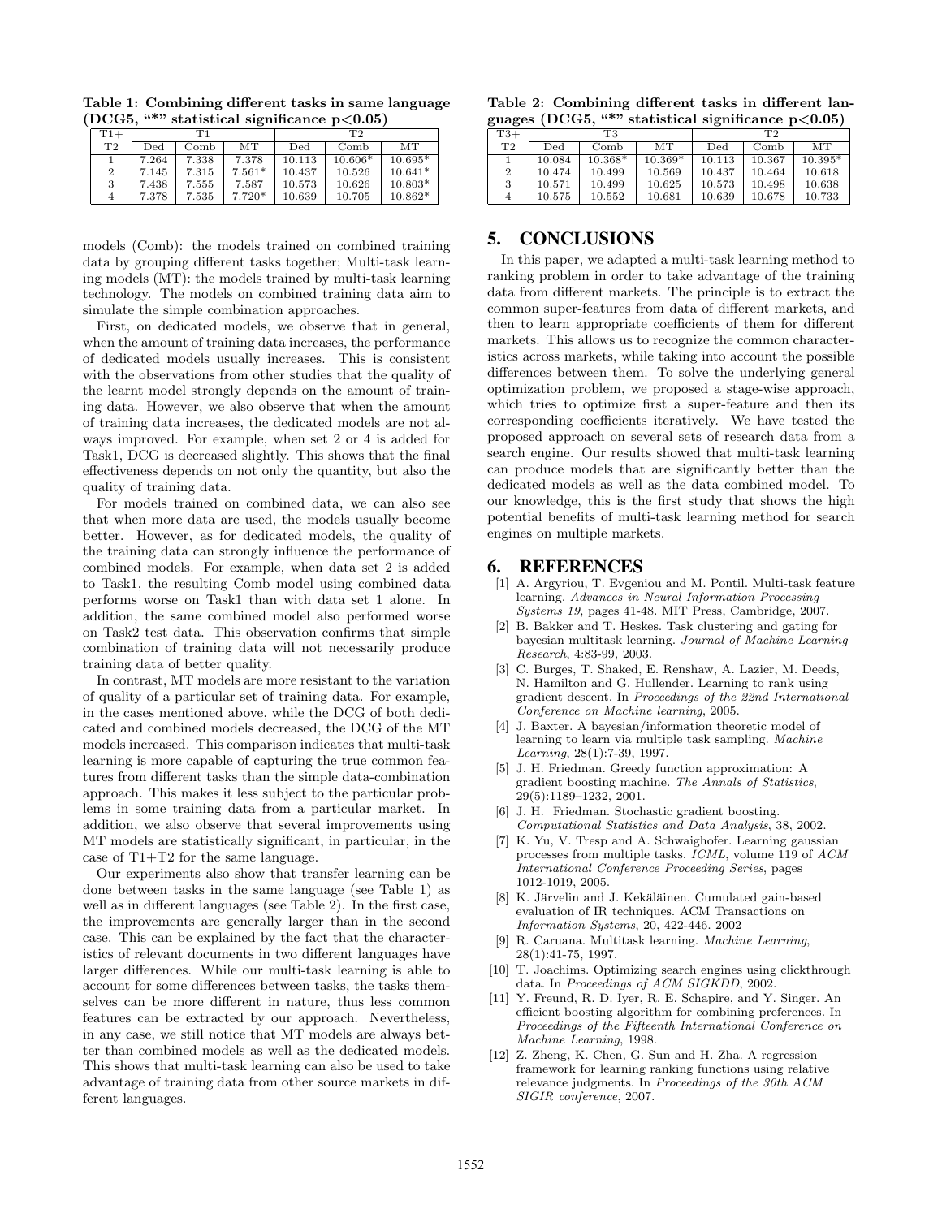**Table 1: Combining different tasks in same language (DCG5, "*" statistical significance p<0.05)**

| T1+ | T1 | | | T2 | | |
|---|---|---|---|---|---|---|
| T2 | Ded | Comb | MT | Ded | Comb | MT |
| 1 | 7.264 | 7.338 | 7.378 | 10.113 | 10.606* | 10.695* |
| 2 | 7.145 | 7.315 | 7.561* | 10.437 | 10.526 | 10.641* |
| 3 | 7.438 | 7.555 | 7.587 | 10.573 | 10.626 | 10.803* |
| 4 | 7.378 | 7.535 | 7.720* | 10.639 | 10.705 | 10.862* |

**Table 2: Combining different tasks in different languages (DCG5, "*" statistical significance p<0.05)**

| T3+ | T3 | | | T2 | | |
|---|---|---|---|---|---|---|
| T2 | Ded | Comb | MT | Ded | Comb | MT |
| 1 | 10.084 | 10.368* | 10.369* | 10.113 | 10.367 | 10.395* |
| 2 | 10.474 | 10.499 | 10.569 | 10.437 | 10.464 | 10.618 |
| 3 | 10.571 | 10.499 | 10.625 | 10.573 | 10.498 | 10.638 |
| 4 | 10.575 | 10.552 | 10.681 | 10.639 | 10.678 | 10.733 |

models (Comb): the models trained on combined training data by grouping different tasks together; Multi-task learning models (MT): the models trained by multi-task learning technology. The models on combined training data aim to simulate the simple combination approaches.

First, on dedicated models, we observe that in general, when the amount of training data increases, the performance of dedicated models usually increases. This is consistent with the observations from other studies that the quality of the learnt model strongly depends on the amount of training data. However, we also observe that when the amount of training data increases, the dedicated models are not always improved. For example, when set 2 or 4 is added for Task1, DCG is decreased slightly. This shows that the final effectiveness depends on not only the quantity, but also the quality of training data.

For models trained on combined data, we can also see that when more data are used, the models usually become better. However, as for dedicated models, the quality of the training data can strongly influence the performance of combined models. For example, when data set 2 is added to Task1, the resulting Comb model using combined data performs worse on Task1 than with data set 1 alone. In addition, the same combined model also performed worse on Task2 test data. This observation confirms that simple combination of training data will not necessarily produce training data of better quality.

In contrast, MT models are more resistant to the variation of quality of a particular set of training data. For example, in the cases mentioned above, while the DCG of both dedicated and combined models decreased, the DCG of the MT models increased. This comparison indicates that multi-task learning is more capable of capturing the true common features from different tasks than the simple data-combination approach. This makes it less subject to the particular problems in some training data from a particular market. In addition, we also observe that several improvements using MT models are statistically significant, in particular, in the case of T1+T2 for the same language.

Our experiments also show that transfer learning can be done between tasks in the same language (see Table 1) as well as in different languages (see Table 2). In the first case, the improvements are generally larger than in the second case. This can be explained by the fact that the characteristics of relevant documents in two different languages have larger differences. While our multi-task learning is able to account for some differences between tasks, the tasks themselves can be more different in nature, thus less common features can be extracted by our approach. Nevertheless, in any case, we still notice that MT models are always better than combined models as well as the dedicated models. This shows that multi-task learning can also be used to take advantage of training data from other source markets in different languages.

## 5. CONCLUSIONS

In this paper, we adapted a multi-task learning method to ranking problem in order to take advantage of the training data from different markets. The principle is to extract the common super-features from data of different markets, and then to learn appropriate coefficients of them for different markets. This allows us to recognize the common characteristics across markets, while taking into account the possible differences between them. To solve the underlying general optimization problem, we proposed a stage-wise approach, which tries to optimize first a super-feature and then its corresponding coefficients iteratively. We have tested the proposed approach on several sets of research data from a search engine. Our results showed that multi-task learning can produce models that are significantly better than the dedicated models as well as the data combined model. To our knowledge, this is the first study that shows the high potential benefits of multi-task learning method for search engines on multiple markets.

## 6. REFERENCES

[1] A. Argyriou, T. Evgeniou and M. Pontil. Multi-task feature learning. *Advances in Neural Information Processing Systems 19*, pages 41-48. MIT Press, Cambridge, 2007.

[2] B. Bakker and T. Heskes. Task clustering and gating for bayesian multitask learning. *Journal of Machine Learning Research*, 4:83-99, 2003.

[3] C. Burges, T. Shaked, E. Renshaw, A. Lazier, M. Deeds, N. Hamilton and G. Hullender. Learning to rank using gradient descent. In *Proceedings of the 22nd International Conference on Machine learning*, 2005.

[4] J. Baxter. A bayesian/information theoretic model of learning to learn via multiple task sampling. *Machine Learning*, 28(1):7-39, 1997.

[5] J. H. Friedman. Greedy function approximation: A gradient boosting machine. *The Annals of Statistics*, 29(5):1189–1232, 2001.

[6] J. H. Friedman. Stochastic gradient boosting. *Computational Statistics and Data Analysis*, 38, 2002.

[7] K. Yu, V. Tresp and A. Schwaighofer. Learning gaussian processes from multiple tasks. *ICML*, volume 119 of *ACM International Conference Proceeding Series*, pages 1012-1019, 2005.

[8] K. Järvelin and J. Kekäläinen. Cumulated gain-based evaluation of IR techniques. ACM Transactions on *Information Systems*, 20, 422-446. 2002

[9] R. Caruana. Multitask learning. *Machine Learning*, 28(1):41-75, 1997.

[10] T. Joachims. Optimizing search engines using clickthrough data. In *Proceedings of ACM SIGKDD*, 2002.

[11] Y. Freund, R. D. Iyer, R. E. Schapire, and Y. Singer. An efficient boosting algorithm for combining preferences. In *Proceedings of the Fifteenth International Conference on Machine Learning*, 1998.

[12] Z. Zheng, K. Chen, G. Sun and H. Zha. A regression framework for learning ranking functions using relative relevance judgments. In *Proceedings of the 30th ACM SIGIR conference*, 2007.